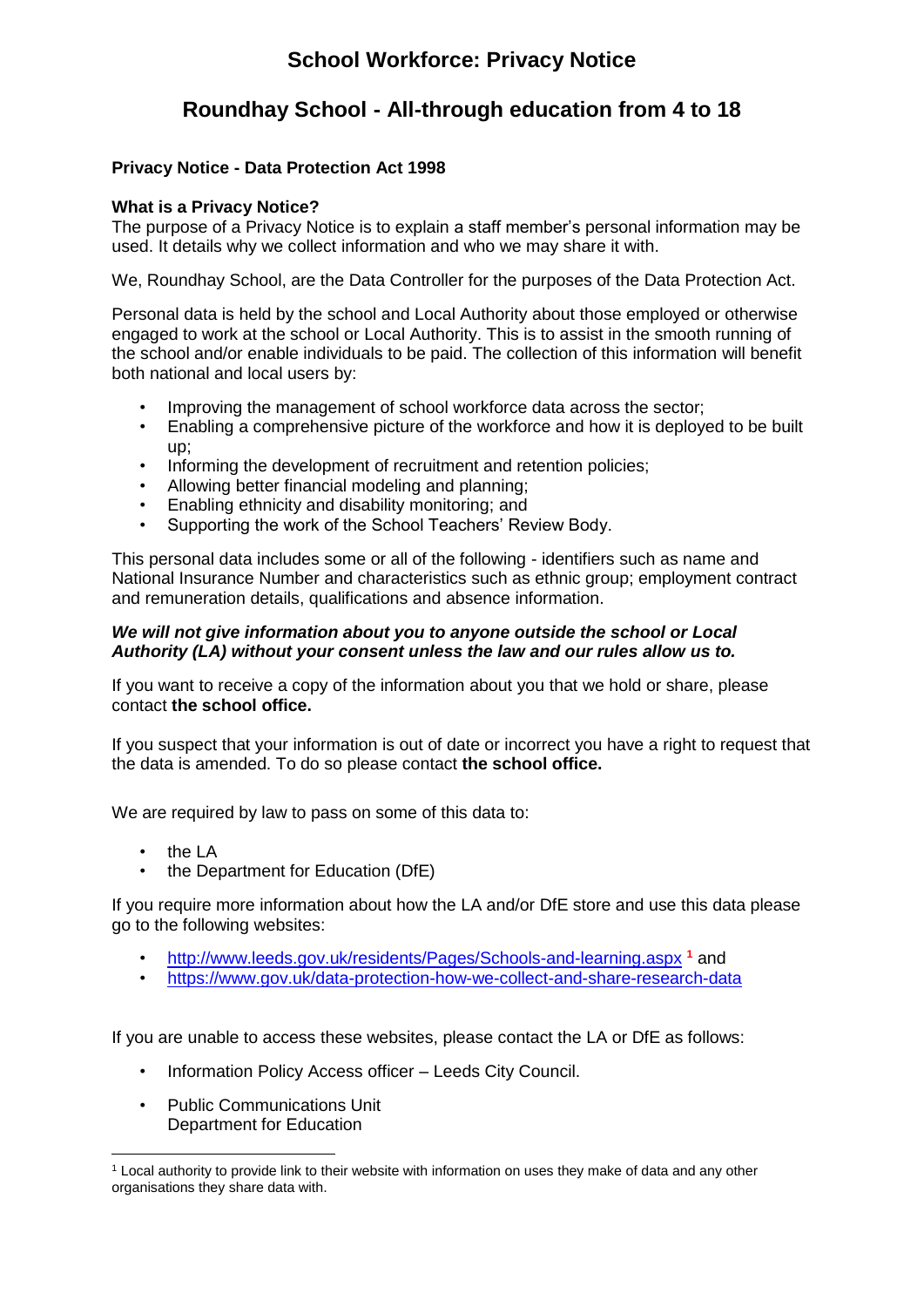# School Workforce: Privacy Notice

## Roundhay School - All-through education from 4 to 18

**Privacy Notice - Data Protection Act 1998**

**What is a Privacy Notice?**
The purpose of a Privacy Notice is to explain a staff member's personal information may be used. It details why we collect information and who we may share it with.

We, Roundhay School, are the Data Controller for the purposes of the Data Protection Act.

Personal data is held by the school and Local Authority about those employed or otherwise engaged to work at the school or Local Authority. This is to assist in the smooth running of the school and/or enable individuals to be paid. The collection of this information will benefit both national and local users by:

- Improving the management of school workforce data across the sector;
- Enabling a comprehensive picture of the workforce and how it is deployed to be built up;
- Informing the development of recruitment and retention policies;
- Allowing better financial modeling and planning;
- Enabling ethnicity and disability monitoring; and
- Supporting the work of the School Teachers' Review Body.

This personal data includes some or all of the following - identifiers such as name and National Insurance Number and characteristics such as ethnic group; employment contract and remuneration details, qualifications and absence information.

***We will not give information about you to anyone outside the school or Local Authority (LA) without your consent unless the law and our rules allow us to.***

If you want to receive a copy of the information about you that we hold or share, please contact **the school office.**

If you suspect that your information is out of date or incorrect you have a right to request that the data is amended. To do so please contact **the school office.**

We are required by law to pass on some of this data to:

- the LA
- the Department for Education (DfE)

If you require more information about how the LA and/or DfE store and use this data please go to the following websites:

- http://www.leeds.gov.uk/residents/Pages/Schools-and-learning.aspx [1] and
- https://www.gov.uk/data-protection-how-we-collect-and-share-research-data

If you are unable to access these websites, please contact the LA or DfE as follows:

- Information Policy Access officer – Leeds City Council.
- Public Communications Unit
  Department for Education

[1] Local authority to provide link to their website with information on uses they make of data and any other organisations they share data with.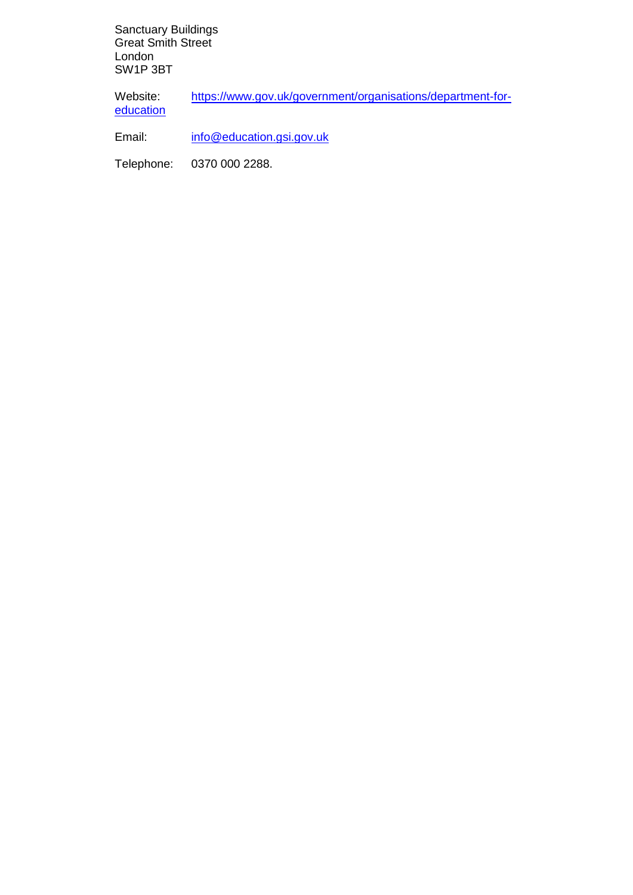Sanctuary Buildings
Great Smith Street
London
SW1P 3BT

Website: https://www.gov.uk/government/organisations/department-for-education

Email: info@education.gsi.gov.uk

Telephone: 0370 000 2288.